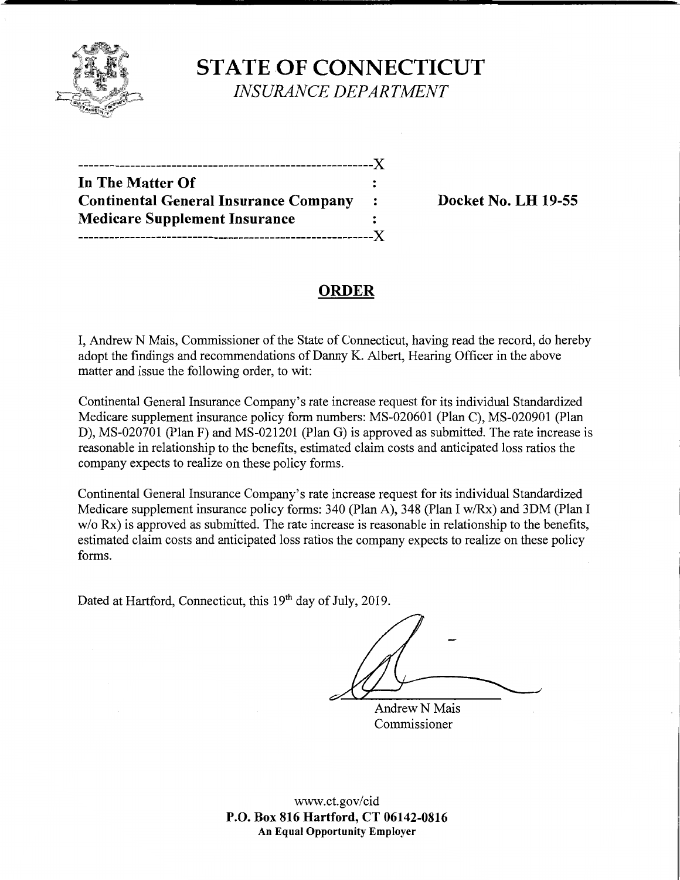# STATE OF CONNECTICUT

*INSURANCE DEPARTMENT*

| | | |
|---|---|---|
| **In The Matter Of** | : | |
| **Continental General Insurance Company** | : | **Docket No. LH 19-55** |
| **Medicare Supplement Insurance** | : | |

## ORDER

I, Andrew N Mais, Commissioner of the State of Connecticut, having read the record, do hereby adopt the findings and recommendations of Danny K. Albert, Hearing Officer in the above matter and issue the following order, to wit:

Continental General Insurance Company's rate increase request for its individual Standardized Medicare supplement insurance policy form numbers: MS-020601 (Plan C), MS-020901 (Plan D), MS-020701 (Plan F) and MS-021201 (Plan G) is approved as submitted. The rate increase is reasonable in relationship to the benefits, estimated claim costs and anticipated loss ratios the company expects to realize on these policy forms.

Continental General Insurance Company's rate increase request for its individual Standardized Medicare supplement insurance policy forms: 340 (Plan A), 348 (Plan I w/Rx) and 3DM (Plan I w/o Rx) is approved as submitted. The rate increase is reasonable in relationship to the benefits, estimated claim costs and anticipated loss ratios the company expects to realize on these policy forms.

Dated at Hartford, Connecticut, this 19th day of July, 2019.

Andrew N Mais
Commissioner

www.ct.gov/cid
**P.O. Box 816 Hartford, CT 06142-0816**
**An Equal Opportunity Employer**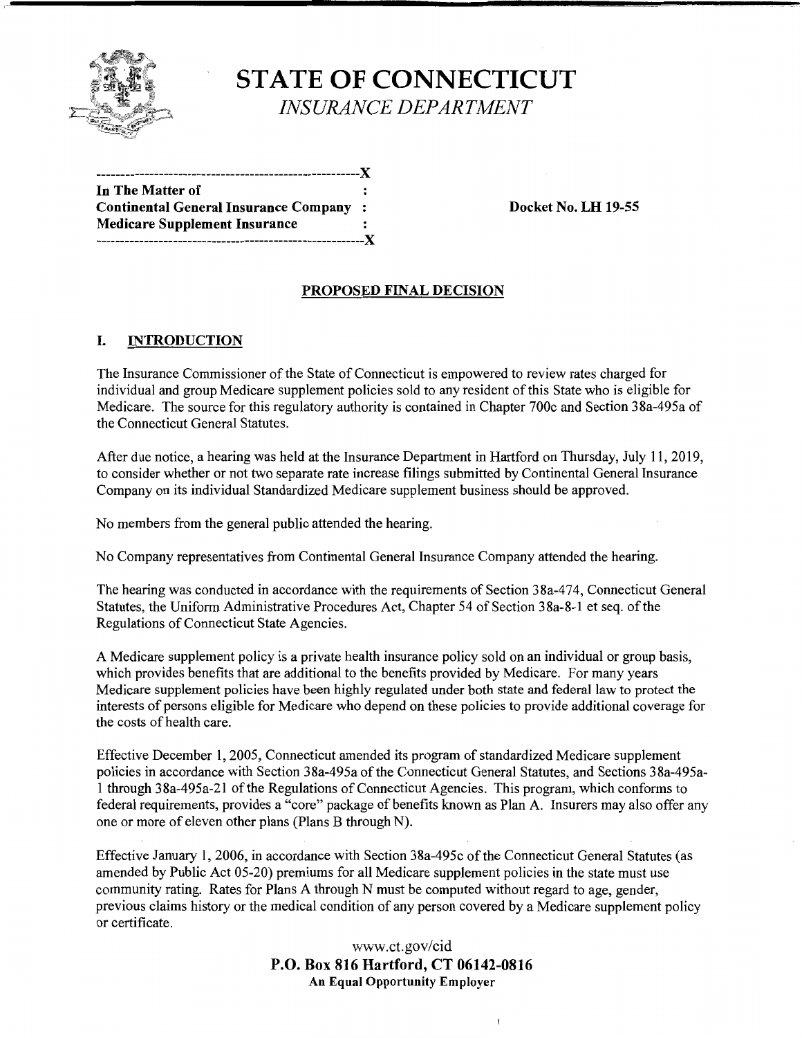# STATE OF CONNECTICUT

*INSURANCE DEPARTMENT*

```
--------------------------------------------------------X
In The Matter of                                        :
Continental General Insurance Company                   :
Medicare Supplement Insurance                           :
--------------------------------------------------------X
```

**Docket No. LH 19-55**

## PROPOSED FINAL DECISION

## I. INTRODUCTION

The Insurance Commissioner of the State of Connecticut is empowered to review rates charged for individual and group Medicare supplement policies sold to any resident of this State who is eligible for Medicare. The source for this regulatory authority is contained in Chapter 700c and Section 38a-495a of the Connecticut General Statutes.

After due notice, a hearing was held at the Insurance Department in Hartford on Thursday, July 11, 2019, to consider whether or not two separate rate increase filings submitted by Continental General Insurance Company on its individual Standardized Medicare supplement business should be approved.

No members from the general public attended the hearing.

No Company representatives from Continental General Insurance Company attended the hearing.

The hearing was conducted in accordance with the requirements of Section 38a-474, Connecticut General Statutes, the Uniform Administrative Procedures Act, Chapter 54 of Section 38a-8-1 et seq. of the Regulations of Connecticut State Agencies.

A Medicare supplement policy is a private health insurance policy sold on an individual or group basis, which provides benefits that are additional to the benefits provided by Medicare. For many years Medicare supplement policies have been highly regulated under both state and federal law to protect the interests of persons eligible for Medicare who depend on these policies to provide additional coverage for the costs of health care.

Effective December 1, 2005, Connecticut amended its program of standardized Medicare supplement policies in accordance with Section 38a-495a of the Connecticut General Statutes, and Sections 38a-495a-1 through 38a-495a-21 of the Regulations of Connecticut Agencies. This program, which conforms to federal requirements, provides a "core" package of benefits known as Plan A. Insurers may also offer any one or more of eleven other plans (Plans B through N).

Effective January 1, 2006, in accordance with Section 38a-495c of the Connecticut General Statutes (as amended by Public Act 05-20) premiums for all Medicare supplement policies in the state must use community rating. Rates for Plans A through N must be computed without regard to age, gender, previous claims history or the medical condition of any person covered by a Medicare supplement policy or certificate.

www.ct.gov/cid
**P.O. Box 816 Hartford, CT 06142-0816**
**An Equal Opportunity Employer**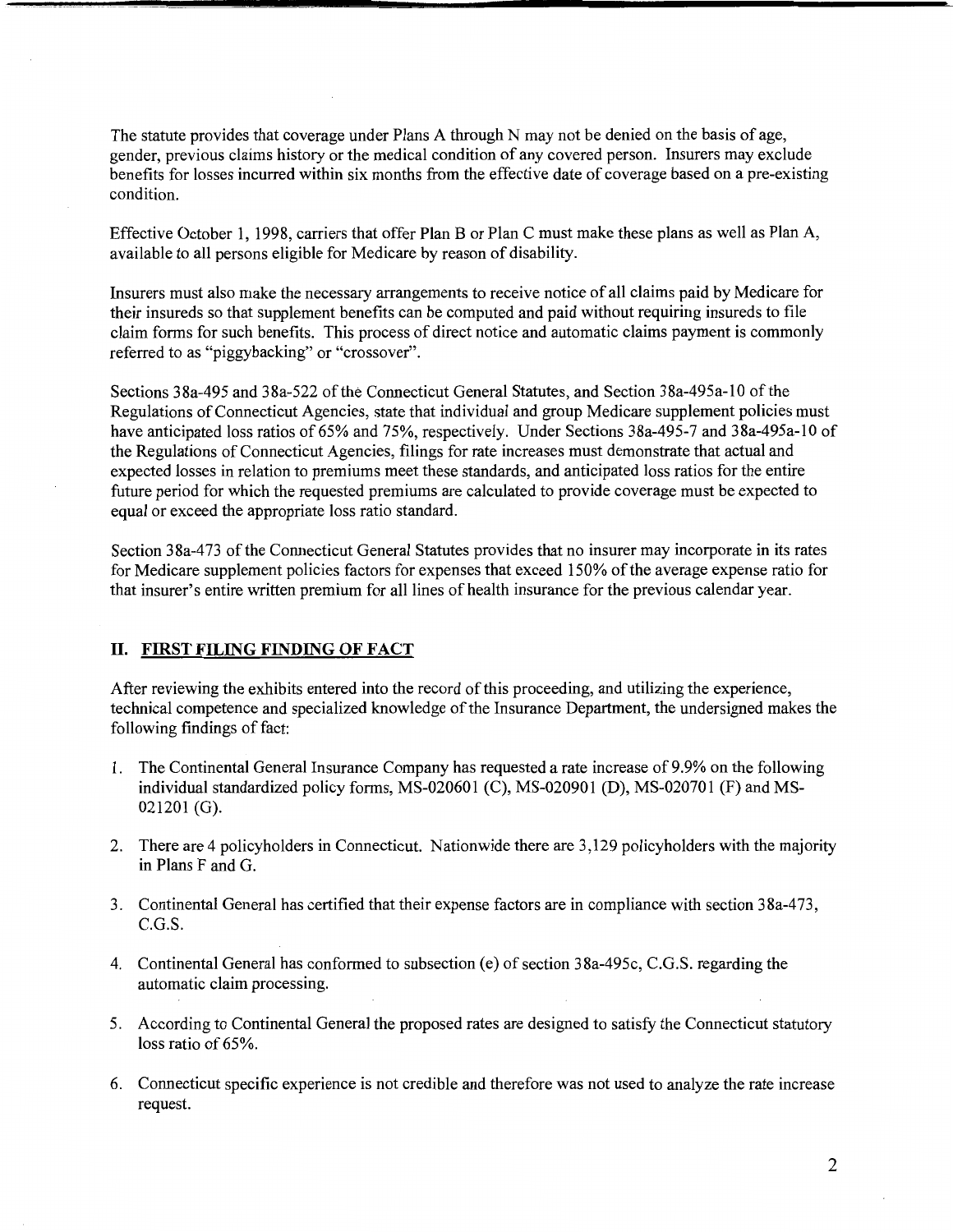The statute provides that coverage under Plans A through N may not be denied on the basis of age, gender, previous claims history or the medical condition of any covered person. Insurers may exclude benefits for losses incurred within six months from the effective date of coverage based on a pre-existing condition.

Effective October 1, 1998, carriers that offer Plan B or Plan C must make these plans as well as Plan A, available to all persons eligible for Medicare by reason of disability.

Insurers must also make the necessary arrangements to receive notice of all claims paid by Medicare for their insureds so that supplement benefits can be computed and paid without requiring insureds to file claim forms for such benefits. This process of direct notice and automatic claims payment is commonly referred to as "piggybacking" or "crossover".

Sections 38a-495 and 38a-522 of the Connecticut General Statutes, and Section 38a-495a-10 of the Regulations of Connecticut Agencies, state that individual and group Medicare supplement policies must have anticipated loss ratios of 65% and 75%, respectively. Under Sections 38a-495-7 and 38a-495a-10 of the Regulations of Connecticut Agencies, filings for rate increases must demonstrate that actual and expected losses in relation to premiums meet these standards, and anticipated loss ratios for the entire future period for which the requested premiums are calculated to provide coverage must be expected to equal or exceed the appropriate loss ratio standard.

Section 38a-473 of the Connecticut General Statutes provides that no insurer may incorporate in its rates for Medicare supplement policies factors for expenses that exceed 150% of the average expense ratio for that insurer's entire written premium for all lines of health insurance for the previous calendar year.

## II. FIRST FILING FINDING OF FACT

After reviewing the exhibits entered into the record of this proceeding, and utilizing the experience, technical competence and specialized knowledge of the Insurance Department, the undersigned makes the following findings of fact:

1. The Continental General Insurance Company has requested a rate increase of 9.9% on the following individual standardized policy forms, MS-020601 (C), MS-020901 (D), MS-020701 (F) and MS-021201 (G).
2. There are 4 policyholders in Connecticut. Nationwide there are 3,129 policyholders with the majority in Plans F and G.
3. Continental General has certified that their expense factors are in compliance with section 38a-473, C.G.S.
4. Continental General has conformed to subsection (e) of section 38a-495c, C.G.S. regarding the automatic claim processing.
5. According to Continental General the proposed rates are designed to satisfy the Connecticut statutory loss ratio of 65%.
6. Connecticut specific experience is not credible and therefore was not used to analyze the rate increase request.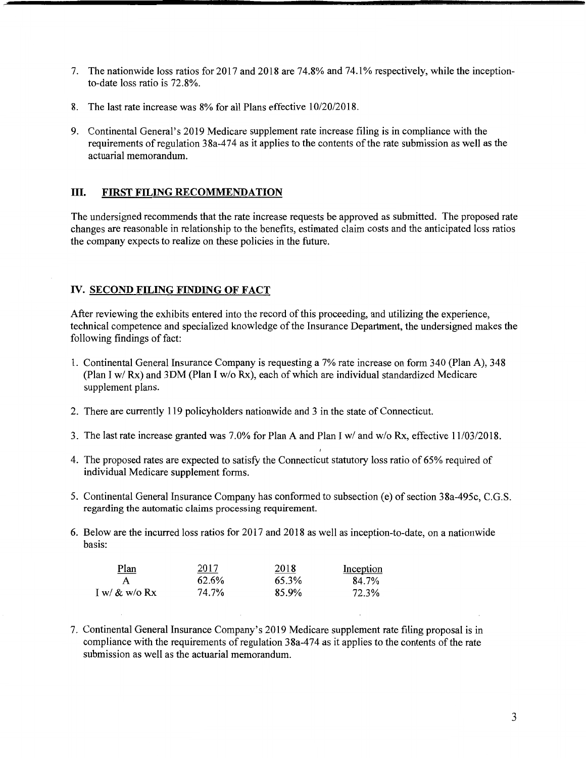7. The nationwide loss ratios for 2017 and 2018 are 74.8% and 74.1% respectively, while the inception-to-date loss ratio is 72.8%.

8. The last rate increase was 8% for all Plans effective 10/20/2018.

9. Continental General's 2019 Medicare supplement rate increase filing is in compliance with the requirements of regulation 38a-474 as it applies to the contents of the rate submission as well as the actuarial memorandum.

## III. FIRST FILING RECOMMENDATION

The undersigned recommends that the rate increase requests be approved as submitted. The proposed rate changes are reasonable in relationship to the benefits, estimated claim costs and the anticipated loss ratios the company expects to realize on these policies in the future.

## IV. SECOND FILING FINDING OF FACT

After reviewing the exhibits entered into the record of this proceeding, and utilizing the experience, technical competence and specialized knowledge of the Insurance Department, the undersigned makes the following findings of fact:

1. Continental General Insurance Company is requesting a 7% rate increase on form 340 (Plan A), 348 (Plan I w/ Rx) and 3DM (Plan I w/o Rx), each of which are individual standardized Medicare supplement plans.

2. There are currently 119 policyholders nationwide and 3 in the state of Connecticut.

3. The last rate increase granted was 7.0% for Plan A and Plan I w/ and w/o Rx, effective 11/03/2018.

4. The proposed rates are expected to satisfy the Connecticut statutory loss ratio of 65% required of individual Medicare supplement forms.

5. Continental General Insurance Company has conformed to subsection (e) of section 38a-495c, C.G.S. regarding the automatic claims processing requirement.

6. Below are the incurred loss ratios for 2017 and 2018 as well as inception-to-date, on a nationwide basis:

| Plan | 2017 | 2018 | Inception |
|---|---|---|---|
| A | 62.6% | 65.3% | 84.7% |
| I w/ & w/o Rx | 74.7% | 85.9% | 72.3% |

7. Continental General Insurance Company's 2019 Medicare supplement rate filing proposal is in compliance with the requirements of regulation 38a-474 as it applies to the contents of the rate submission as well as the actuarial memorandum.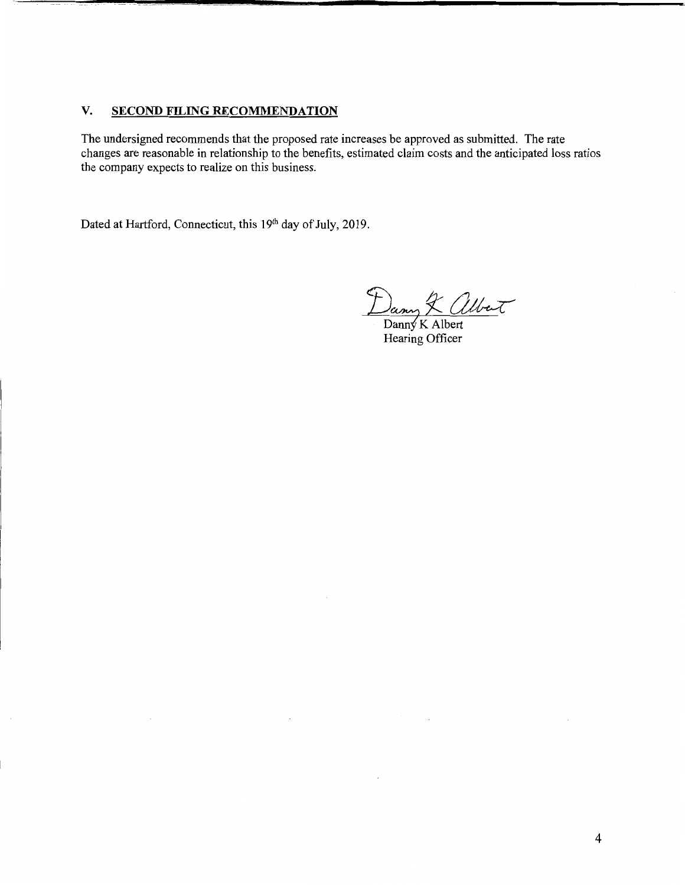## V. SECOND FILING RECOMMENDATION

The undersigned recommends that the proposed rate increases be approved as submitted. The rate changes are reasonable in relationship to the benefits, estimated claim costs and the anticipated loss ratios the company expects to realize on this business.

Dated at Hartford, Connecticut, this 19th day of July, 2019.

Danny K Albert
Hearing Officer